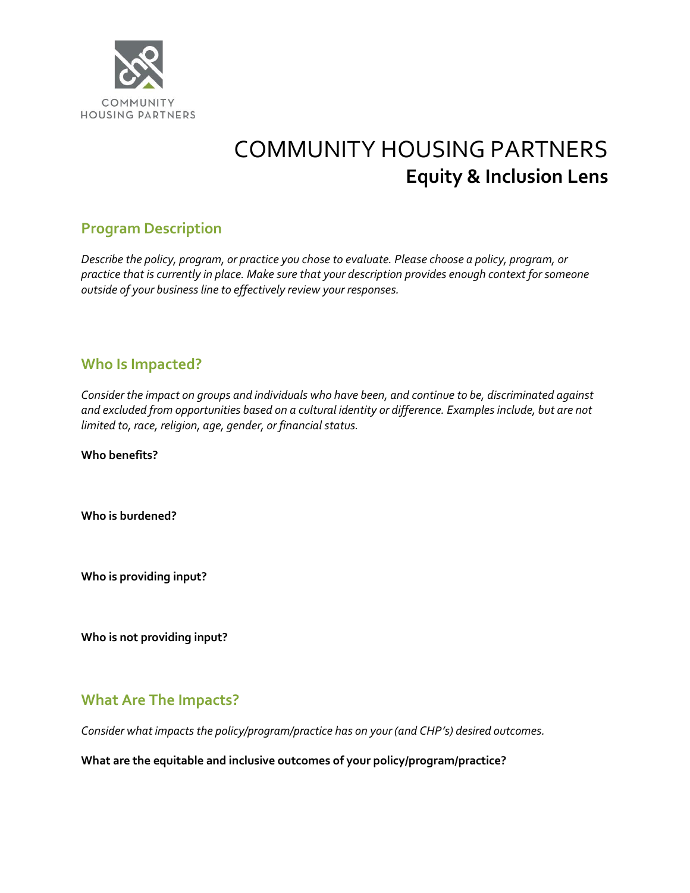COMMUNITY
HOUSING PARTNERS

# COMMUNITY HOUSING PARTNERS
## Equity & Inclusion Lens

### Program Description

*Describe the policy, program, or practice you chose to evaluate. Please choose a policy, program, or practice that is currently in place. Make sure that your description provides enough context for someone outside of your business line to effectively review your responses.*

### Who Is Impacted?

*Consider the impact on groups and individuals who have been, and continue to be, discriminated against and excluded from opportunities based on a cultural identity or difference. Examples include, but are not limited to, race, religion, age, gender, or financial status.*

**Who benefits?**

**Who is burdened?**

**Who is providing input?**

**Who is not providing input?**

### What Are The Impacts?

*Consider what impacts the policy/program/practice has on your (and CHP's) desired outcomes.*

**What are the equitable and inclusive outcomes of your policy/program/practice?**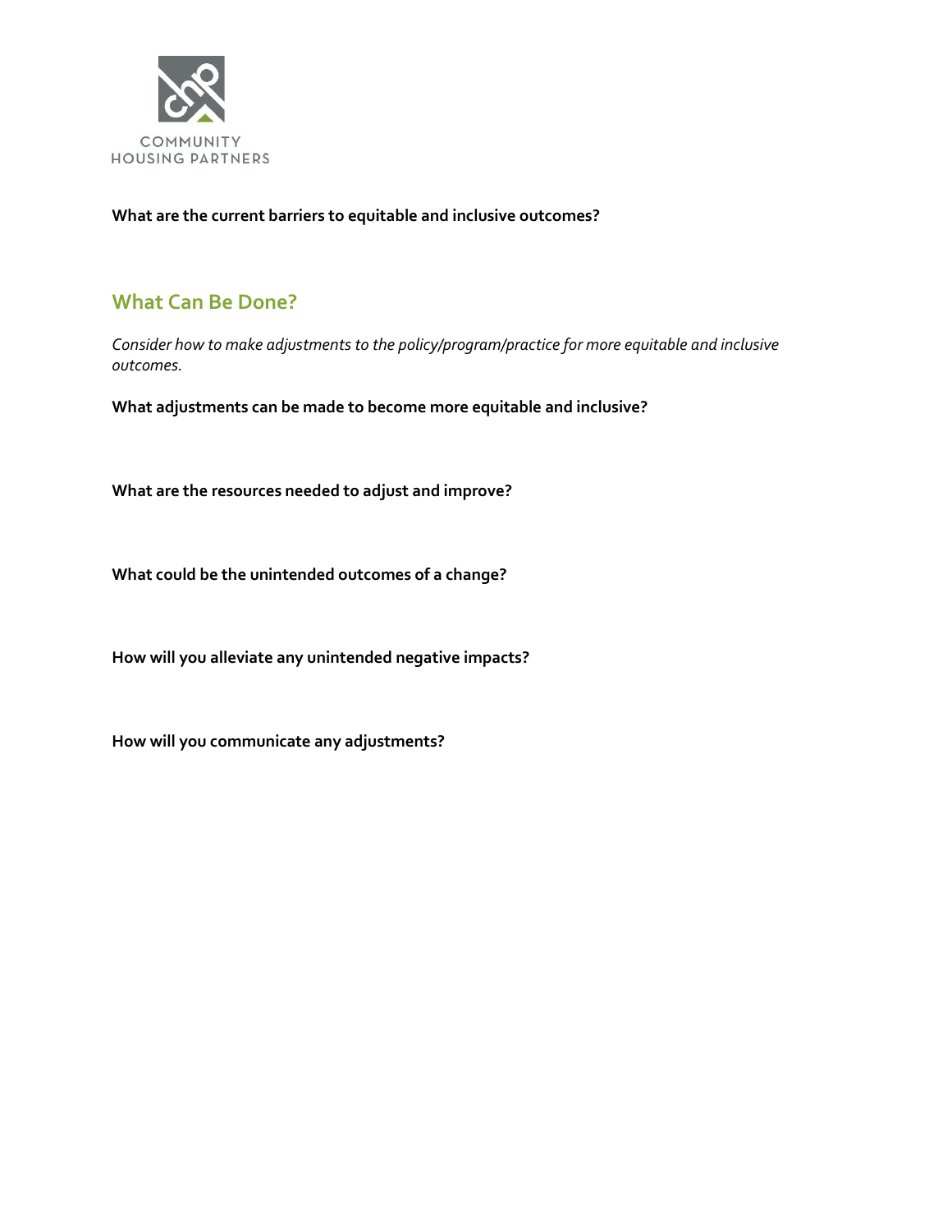COMMUNITY HOUSING PARTNERS

**What are the current barriers to equitable and inclusive outcomes?**

## What Can Be Done?

*Consider how to make adjustments to the policy/program/practice for more equitable and inclusive outcomes.*

**What adjustments can be made to become more equitable and inclusive?**

**What are the resources needed to adjust and improve?**

**What could be the unintended outcomes of a change?**

**How will you alleviate any unintended negative impacts?**

**How will you communicate any adjustments?**